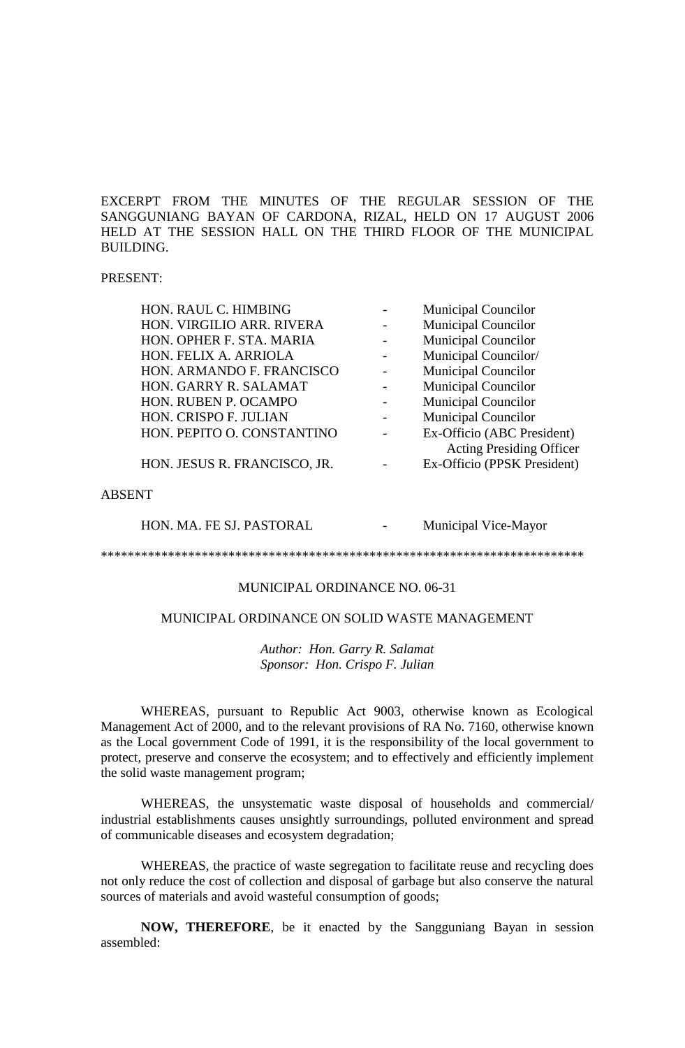EXCERPT FROM THE MINUTES OF THE REGULAR SESSION OF THE SANGGUNIANG BAYAN OF CARDONA, RIZAL, HELD ON 17 AUGUST 2006 HELD AT THE SESSION HALL ON THE THIRD FLOOR OF THE MUNICIPAL BUILDING.

PRESENT:

| | | |
|---|---|---|
| HON. RAUL C. HIMBING | - | Municipal Councilor |
| HON. VIRGILIO ARR. RIVERA | - | Municipal Councilor |
| HON. OPHER F. STA. MARIA | - | Municipal Councilor |
| HON. FELIX A. ARRIOLA | - | Municipal Councilor/ |
| HON. ARMANDO F. FRANCISCO | - | Municipal Councilor |
| HON. GARRY R. SALAMAT | - | Municipal Councilor |
| HON. RUBEN P. OCAMPO | - | Municipal Councilor |
| HON. CRISPO F. JULIAN | - | Municipal Councilor |
| HON. PEPITO O. CONSTANTINO | - | Ex-Officio (ABC President) Acting Presiding Officer |
| HON. JESUS R. FRANCISCO, JR. | - | Ex-Officio (PPSK President) |

ABSENT

| | | |
|---|---|---|
| HON. MA. FE SJ. PASTORAL | - | Municipal Vice-Mayor |

**************************************************************************

MUNICIPAL ORDINANCE NO. 06-31

MUNICIPAL ORDINANCE ON SOLID WASTE MANAGEMENT

*Author: Hon. Garry R. Salamat*
*Sponsor: Hon. Crispo F. Julian*

WHEREAS, pursuant to Republic Act 9003, otherwise known as Ecological Management Act of 2000, and to the relevant provisions of RA No. 7160, otherwise known as the Local government Code of 1991, it is the responsibility of the local government to protect, preserve and conserve the ecosystem; and to effectively and efficiently implement the solid waste management program;

WHEREAS, the unsystematic waste disposal of households and commercial/ industrial establishments causes unsightly surroundings, polluted environment and spread of communicable diseases and ecosystem degradation;

WHEREAS, the practice of waste segregation to facilitate reuse and recycling does not only reduce the cost of collection and disposal of garbage but also conserve the natural sources of materials and avoid wasteful consumption of goods;

**NOW, THEREFORE**, be it enacted by the Sangguniang Bayan in session assembled: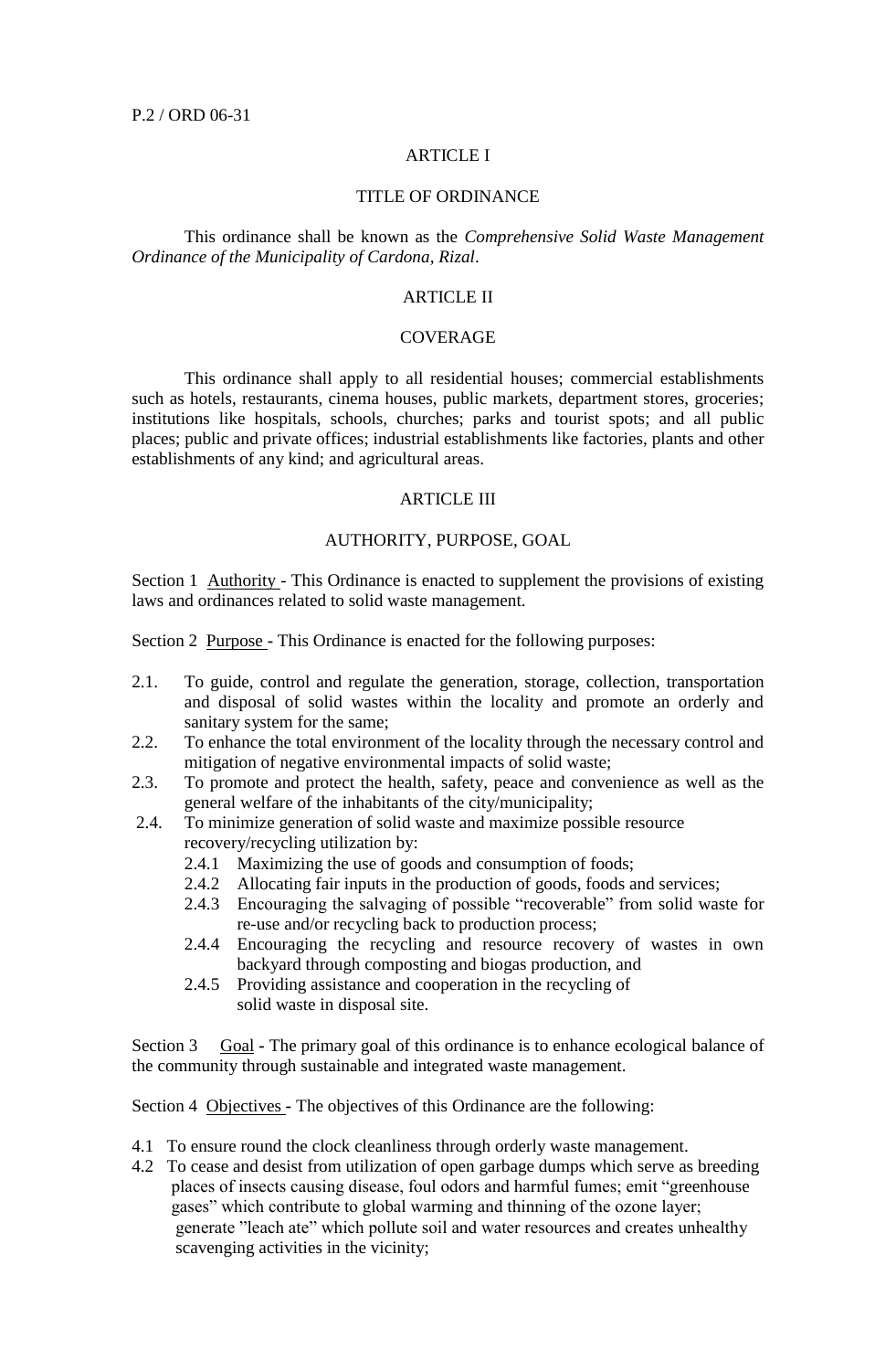## ARTICLE I

## TITLE OF ORDINANCE

This ordinance shall be known as the *Comprehensive Solid Waste Management Ordinance of the Municipality of Cardona, Rizal*.

## ARTICLE II

## COVERAGE

This ordinance shall apply to all residential houses; commercial establishments such as hotels, restaurants, cinema houses, public markets, department stores, groceries; institutions like hospitals, schools, churches; parks and tourist spots; and all public places; public and private offices; industrial establishments like factories, plants and other establishments of any kind; and agricultural areas.

## ARTICLE III

## AUTHORITY, PURPOSE, GOAL

Section 1 Authority - This Ordinance is enacted to supplement the provisions of existing laws and ordinances related to solid waste management.

Section 2 Purpose - This Ordinance is enacted for the following purposes:

2.1. To guide, control and regulate the generation, storage, collection, transportation and disposal of solid wastes within the locality and promote an orderly and sanitary system for the same;

2.2. To enhance the total environment of the locality through the necessary control and mitigation of negative environmental impacts of solid waste;

2.3. To promote and protect the health, safety, peace and convenience as well as the general welfare of the inhabitants of the city/municipality;

2.4. To minimize generation of solid waste and maximize possible resource recovery/recycling utilization by:

- 2.4.1 Maximizing the use of goods and consumption of foods;
- 2.4.2 Allocating fair inputs in the production of goods, foods and services;
- 2.4.3 Encouraging the salvaging of possible "recoverable" from solid waste for re-use and/or recycling back to production process;
- 2.4.4 Encouraging the recycling and resource recovery of wastes in own backyard through composting and biogas production, and
- 2.4.5 Providing assistance and cooperation in the recycling of solid waste in disposal site.

Section 3 Goal - The primary goal of this ordinance is to enhance ecological balance of the community through sustainable and integrated waste management.

Section 4 Objectives - The objectives of this Ordinance are the following:

4.1 To ensure round the clock cleanliness through orderly waste management.

4.2 To cease and desist from utilization of open garbage dumps which serve as breeding places of insects causing disease, foul odors and harmful fumes; emit "greenhouse gases" which contribute to global warming and thinning of the ozone layer; generate "leach ate" which pollute soil and water resources and creates unhealthy scavenging activities in the vicinity;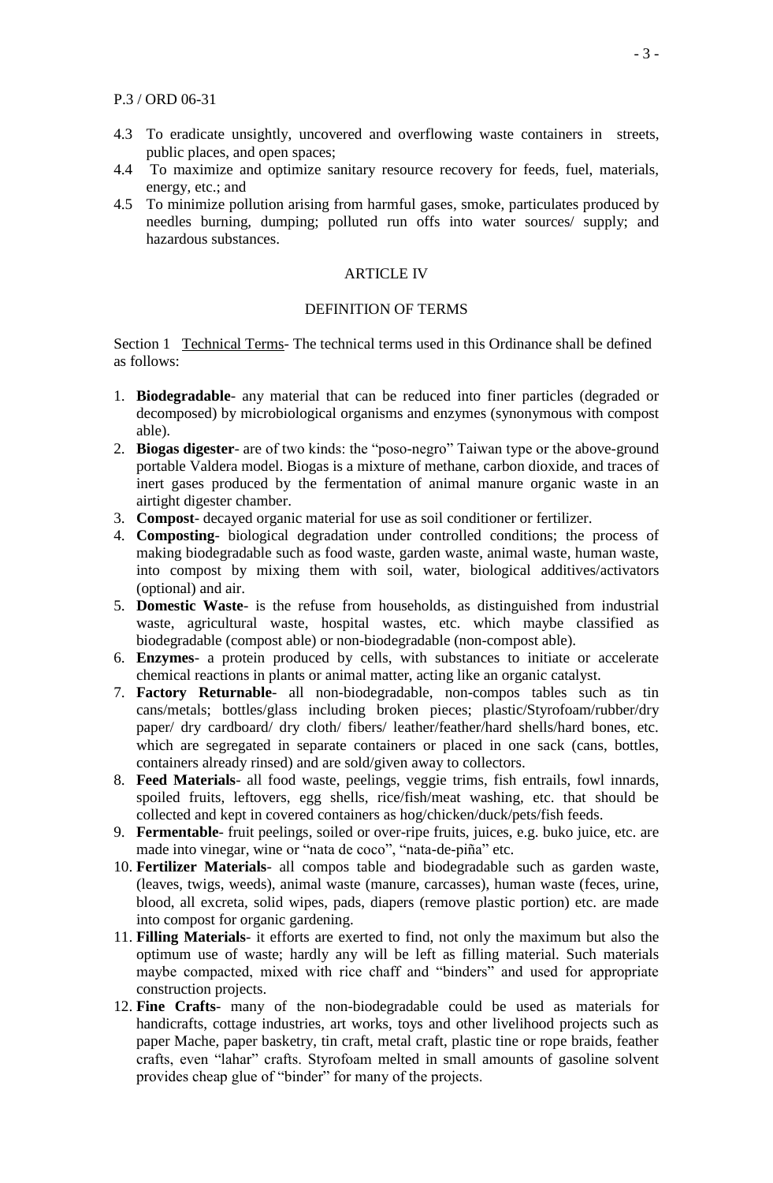4.3 To eradicate unsightly, uncovered and overflowing waste containers in streets, public places, and open spaces;

4.4 To maximize and optimize sanitary resource recovery for feeds, fuel, materials, energy, etc.; and

4.5 To minimize pollution arising from harmful gases, smoke, particulates produced by needles burning, dumping; polluted run offs into water sources/ supply; and hazardous substances.

## ARTICLE IV

## DEFINITION OF TERMS

Section 1 Technical Terms- The technical terms used in this Ordinance shall be defined as follows:

1. **Biodegradable**- any material that can be reduced into finer particles (degraded or decomposed) by microbiological organisms and enzymes (synonymous with compost able).
2. **Biogas digester**- are of two kinds: the "poso-negro" Taiwan type or the above-ground portable Valdera model. Biogas is a mixture of methane, carbon dioxide, and traces of inert gases produced by the fermentation of animal manure organic waste in an airtight digester chamber.
3. **Compost**- decayed organic material for use as soil conditioner or fertilizer.
4. **Composting**- biological degradation under controlled conditions; the process of making biodegradable such as food waste, garden waste, animal waste, human waste, into compost by mixing them with soil, water, biological additives/activators (optional) and air.
5. **Domestic Waste**- is the refuse from households, as distinguished from industrial waste, agricultural waste, hospital wastes, etc. which maybe classified as biodegradable (compost able) or non-biodegradable (non-compost able).
6. **Enzymes**- a protein produced by cells, with substances to initiate or accelerate chemical reactions in plants or animal matter, acting like an organic catalyst.
7. **Factory Returnable**- all non-biodegradable, non-compos tables such as tin cans/metals; bottles/glass including broken pieces; plastic/Styrofoam/rubber/dry paper/ dry cardboard/ dry cloth/ fibers/ leather/feather/hard shells/hard bones, etc. which are segregated in separate containers or placed in one sack (cans, bottles, containers already rinsed) and are sold/given away to collectors.
8. **Feed Materials**- all food waste, peelings, veggie trims, fish entrails, fowl innards, spoiled fruits, leftovers, egg shells, rice/fish/meat washing, etc. that should be collected and kept in covered containers as hog/chicken/duck/pets/fish feeds.
9. **Fermentable**- fruit peelings, soiled or over-ripe fruits, juices, e.g. buko juice, etc. are made into vinegar, wine or "nata de coco", "nata-de-piña" etc.
10. **Fertilizer Materials**- all compos table and biodegradable such as garden waste, (leaves, twigs, weeds), animal waste (manure, carcasses), human waste (feces, urine, blood, all excreta, solid wipes, pads, diapers (remove plastic portion) etc. are made into compost for organic gardening.
11. **Filling Materials**- it efforts are exerted to find, not only the maximum but also the optimum use of waste; hardly any will be left as filling material. Such materials maybe compacted, mixed with rice chaff and "binders" and used for appropriate construction projects.
12. **Fine Crafts**- many of the non-biodegradable could be used as materials for handicrafts, cottage industries, art works, toys and other livelihood projects such as paper Mache, paper basketry, tin craft, metal craft, plastic tine or rope braids, feather crafts, even "lahar" crafts. Styrofoam melted in small amounts of gasoline solvent provides cheap glue of "binder" for many of the projects.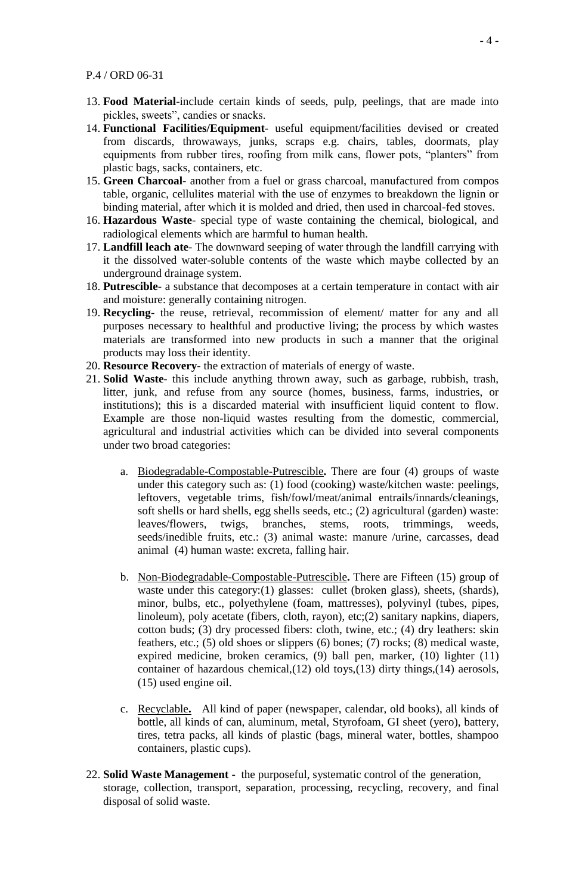P.4 / ORD 06-31

13. **Food Material**-include certain kinds of seeds, pulp, peelings, that are made into pickles, sweets", candies or snacks.
14. **Functional Facilities/Equipment**- useful equipment/facilities devised or created from discards, throwaways, junks, scraps e.g. chairs, tables, doormats, play equipments from rubber tires, roofing from milk cans, flower pots, "planters" from plastic bags, sacks, containers, etc.
15. **Green Charcoal**- another from a fuel or grass charcoal, manufactured from compos table, organic, cellulites material with the use of enzymes to breakdown the lignin or binding material, after which it is molded and dried, then used in charcoal-fed stoves.
16. **Hazardous Waste**- special type of waste containing the chemical, biological, and radiological elements which are harmful to human health.
17. **Landfill leach ate**- The downward seeping of water through the landfill carrying with it the dissolved water-soluble contents of the waste which maybe collected by an underground drainage system.
18. **Putrescible**- a substance that decomposes at a certain temperature in contact with air and moisture: generally containing nitrogen.
19. **Recycling**- the reuse, retrieval, recommission of element/ matter for any and all purposes necessary to healthful and productive living; the process by which wastes materials are transformed into new products in such a manner that the original products may loss their identity.
20. **Resource Recovery**- the extraction of materials of energy of waste.
21. **Solid Waste**- this include anything thrown away, such as garbage, rubbish, trash, litter, junk, and refuse from any source (homes, business, farms, industries, or institutions); this is a discarded material with insufficient liquid content to flow. Example are those non-liquid wastes resulting from the domestic, commercial, agricultural and industrial activities which can be divided into several components under two broad categories:

    a. Biodegradable-Compostable-Putrescible**.** There are four (4) groups of waste under this category such as: (1) food (cooking) waste/kitchen waste: peelings, leftovers, vegetable trims, fish/fowl/meat/animal entrails/innards/cleanings, soft shells or hard shells, egg shells seeds, etc.; (2) agricultural (garden) waste: leaves/flowers, twigs, branches, stems, roots, trimmings, weeds, seeds/inedible fruits, etc.: (3) animal waste: manure /urine, carcasses, dead animal (4) human waste: excreta, falling hair.

    b. Non-Biodegradable-Compostable-Putrescible**.** There are Fifteen (15) group of waste under this category:(1) glasses: cullet (broken glass), sheets, (shards), minor, bulbs, etc., polyethylene (foam, mattresses), polyvinyl (tubes, pipes, linoleum), poly acetate (fibers, cloth, rayon), etc;(2) sanitary napkins, diapers, cotton buds; (3) dry processed fibers: cloth, twine, etc.; (4) dry leathers: skin feathers, etc.; (5) old shoes or slippers (6) bones; (7) rocks; (8) medical waste, expired medicine, broken ceramics, (9) ball pen, marker, (10) lighter (11) container of hazardous chemical,(12) old toys,(13) dirty things,(14) aerosols, (15) used engine oil.

    c. Recyclable**.** All kind of paper (newspaper, calendar, old books), all kinds of bottle, all kinds of can, aluminum, metal, Styrofoam, GI sheet (yero), battery, tires, tetra packs, all kinds of plastic (bags, mineral water, bottles, shampoo containers, plastic cups).

22. **Solid Waste Management -** the purposeful, systematic control of the generation, storage, collection, transport, separation, processing, recycling, recovery, and final disposal of solid waste.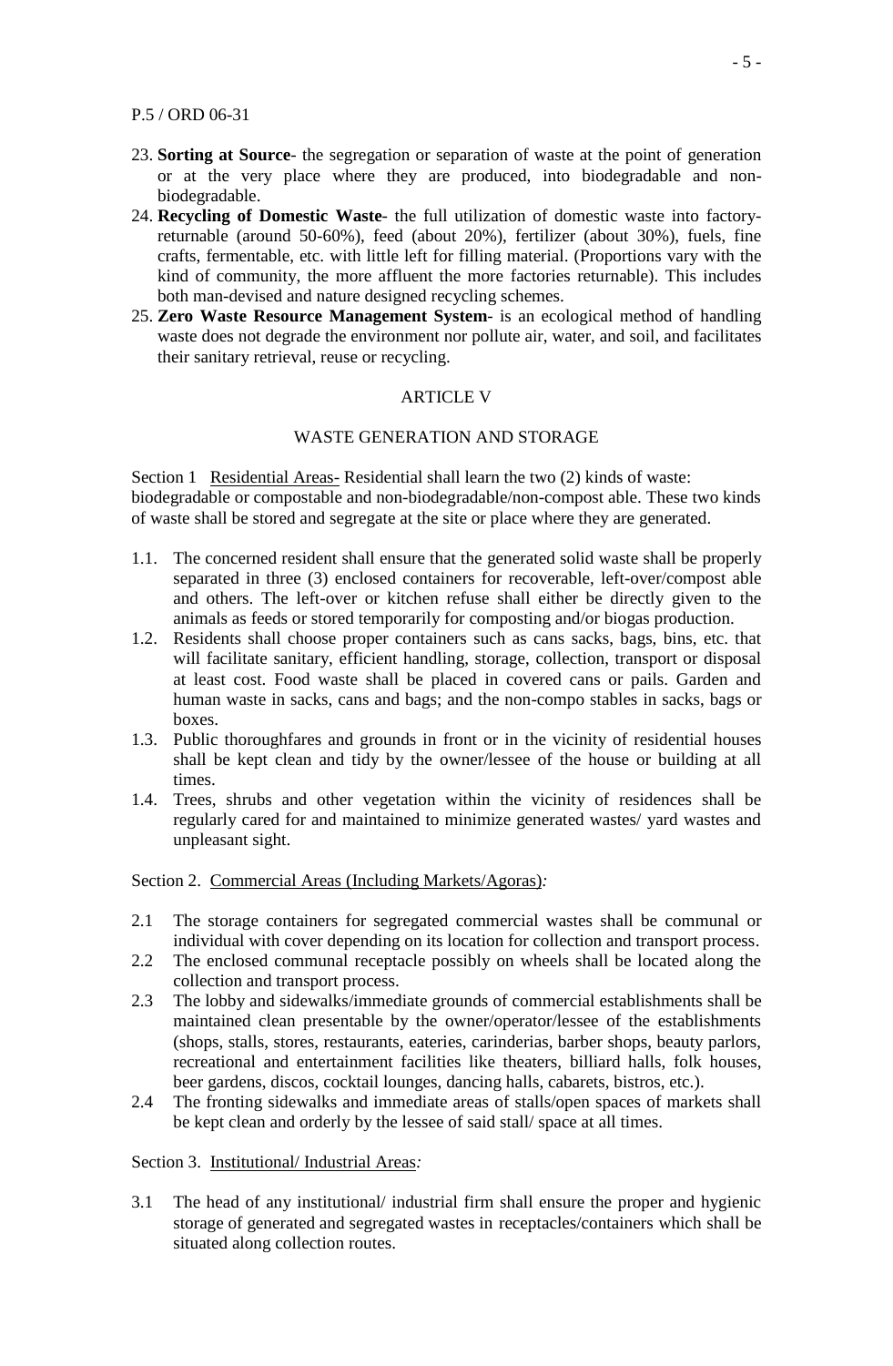23. **Sorting at Source**- the segregation or separation of waste at the point of generation or at the very place where they are produced, into biodegradable and non-biodegradable.
24. **Recycling of Domestic Waste**- the full utilization of domestic waste into factory-returnable (around 50-60%), feed (about 20%), fertilizer (about 30%), fuels, fine crafts, fermentable, etc. with little left for filling material. (Proportions vary with the kind of community, the more affluent the more factories returnable). This includes both man-devised and nature designed recycling schemes.
25. **Zero Waste Resource Management System**- is an ecological method of handling waste does not degrade the environment nor pollute air, water, and soil, and facilitates their sanitary retrieval, reuse or recycling.

## ARTICLE V

## WASTE GENERATION AND STORAGE

Section 1 Residential Areas- Residential shall learn the two (2) kinds of waste: biodegradable or compostable and non-biodegradable/non-compost able. These two kinds of waste shall be stored and segregate at the site or place where they are generated.

1.1. The concerned resident shall ensure that the generated solid waste shall be properly separated in three (3) enclosed containers for recoverable, left-over/compost able and others. The left-over or kitchen refuse shall either be directly given to the animals as feeds or stored temporarily for composting and/or biogas production.
1.2. Residents shall choose proper containers such as cans sacks, bags, bins, etc. that will facilitate sanitary, efficient handling, storage, collection, transport or disposal at least cost. Food waste shall be placed in covered cans or pails. Garden and human waste in sacks, cans and bags; and the non-compo stables in sacks, bags or boxes.
1.3. Public thoroughfares and grounds in front or in the vicinity of residential houses shall be kept clean and tidy by the owner/lessee of the house or building at all times.
1.4. Trees, shrubs and other vegetation within the vicinity of residences shall be regularly cared for and maintained to minimize generated wastes/ yard wastes and unpleasant sight.

Section 2. Commercial Areas (Including Markets/Agoras)*:*

2.1 The storage containers for segregated commercial wastes shall be communal or individual with cover depending on its location for collection and transport process.
2.2 The enclosed communal receptacle possibly on wheels shall be located along the collection and transport process.
2.3 The lobby and sidewalks/immediate grounds of commercial establishments shall be maintained clean presentable by the owner/operator/lessee of the establishments (shops, stalls, stores, restaurants, eateries, carinderias, barber shops, beauty parlors, recreational and entertainment facilities like theaters, billiard halls, folk houses, beer gardens, discos, cocktail lounges, dancing halls, cabarets, bistros, etc.).
2.4 The fronting sidewalks and immediate areas of stalls/open spaces of markets shall be kept clean and orderly by the lessee of said stall/ space at all times.

Section 3. Institutional/ Industrial Areas*:*

3.1 The head of any institutional/ industrial firm shall ensure the proper and hygienic storage of generated and segregated wastes in receptacles/containers which shall be situated along collection routes.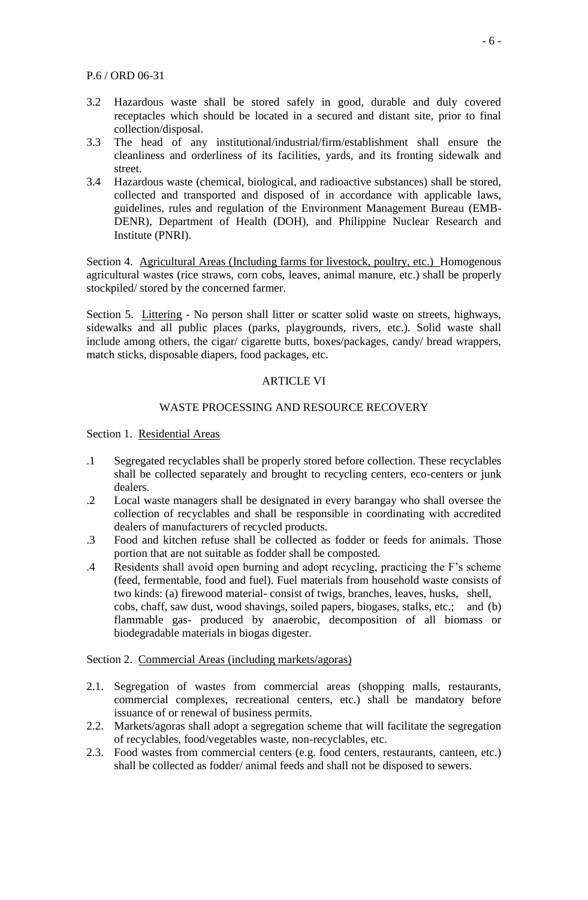P.6 / ORD 06-31

3.2 Hazardous waste shall be stored safely in good, durable and duly covered receptacles which should be located in a secured and distant site, prior to final collection/disposal.

3.3 The head of any institutional/industrial/firm/establishment shall ensure the cleanliness and orderliness of its facilities, yards, and its fronting sidewalk and street.

3.4 Hazardous waste (chemical, biological, and radioactive substances) shall be stored, collected and transported and disposed of in accordance with applicable laws, guidelines, rules and regulation of the Environment Management Bureau (EMB-DENR), Department of Health (DOH), and Philippine Nuclear Research and Institute (PNRI).

Section 4. Agricultural Areas (Including farms for livestock, poultry, etc.) Homogenous agricultural wastes (rice straws, corn cobs, leaves, animal manure, etc.) shall be properly stockpiled/ stored by the concerned farmer.

Section 5. Littering - No person shall litter or scatter solid waste on streets, highways, sidewalks and all public places (parks, playgrounds, rivers, etc.). Solid waste shall include among others, the cigar/ cigarette butts, boxes/packages, candy/ bread wrappers, match sticks, disposable diapers, food packages, etc.

## ARTICLE VI

## WASTE PROCESSING AND RESOURCE RECOVERY

Section 1. Residential Areas

.1 Segregated recyclables shall be properly stored before collection. These recyclables shall be collected separately and brought to recycling centers, eco-centers or junk dealers.

.2 Local waste managers shall be designated in every barangay who shall oversee the collection of recyclables and shall be responsible in coordinating with accredited dealers of manufacturers of recycled products.

.3 Food and kitchen refuse shall be collected as fodder or feeds for animals. Those portion that are not suitable as fodder shall be composted.

.4 Residents shall avoid open burning and adopt recycling, practicing the F's scheme (feed, fermentable, food and fuel). Fuel materials from household waste consists of two kinds: (a) firewood material- consist of twigs, branches, leaves, husks, shell, cobs, chaff, saw dust, wood shavings, soiled papers, biogases, stalks, etc.; and (b) flammable gas- produced by anaerobic, decomposition of all biomass or biodegradable materials in biogas digester.

Section 2. Commercial Areas (including markets/agoras)

2.1. Segregation of wastes from commercial areas (shopping malls, restaurants, commercial complexes, recreational centers, etc.) shall be mandatory before issuance of or renewal of business permits.

2.2. Markets/agoras shall adopt a segregation scheme that will facilitate the segregation of recyclables, food/vegetables waste, non-recyclables, etc.

2.3. Food wastes from commercial centers (e.g. food centers, restaurants, canteen, etc.) shall be collected as fodder/ animal feeds and shall not be disposed to sewers.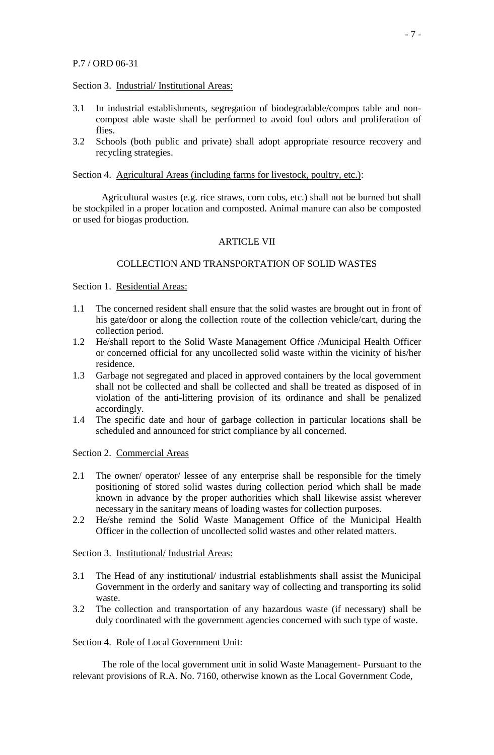P.7 / ORD 06-31

Section 3. Industrial/ Institutional Areas:

3.1 In industrial establishments, segregation of biodegradable/compos table and non-compost able waste shall be performed to avoid foul odors and proliferation of flies.

3.2 Schools (both public and private) shall adopt appropriate resource recovery and recycling strategies.

Section 4. Agricultural Areas (including farms for livestock, poultry, etc.):

Agricultural wastes (e.g. rice straws, corn cobs, etc.) shall not be burned but shall be stockpiled in a proper location and composted. Animal manure can also be composted or used for biogas production.

## ARTICLE VII

## COLLECTION AND TRANSPORTATION OF SOLID WASTES

Section 1. Residential Areas:

1.1 The concerned resident shall ensure that the solid wastes are brought out in front of his gate/door or along the collection route of the collection vehicle/cart, during the collection period.

1.2 He/shall report to the Solid Waste Management Office /Municipal Health Officer or concerned official for any uncollected solid waste within the vicinity of his/her residence.

1.3 Garbage not segregated and placed in approved containers by the local government shall not be collected and shall be collected and shall be treated as disposed of in violation of the anti-littering provision of its ordinance and shall be penalized accordingly.

1.4 The specific date and hour of garbage collection in particular locations shall be scheduled and announced for strict compliance by all concerned.

Section 2. Commercial Areas

2.1 The owner/ operator/ lessee of any enterprise shall be responsible for the timely positioning of stored solid wastes during collection period which shall be made known in advance by the proper authorities which shall likewise assist wherever necessary in the sanitary means of loading wastes for collection purposes.

2.2 He/she remind the Solid Waste Management Office of the Municipal Health Officer in the collection of uncollected solid wastes and other related matters.

Section 3. Institutional/ Industrial Areas:

3.1 The Head of any institutional/ industrial establishments shall assist the Municipal Government in the orderly and sanitary way of collecting and transporting its solid waste.

3.2 The collection and transportation of any hazardous waste (if necessary) shall be duly coordinated with the government agencies concerned with such type of waste.

Section 4. Role of Local Government Unit:

The role of the local government unit in solid Waste Management- Pursuant to the relevant provisions of R.A. No. 7160, otherwise known as the Local Government Code,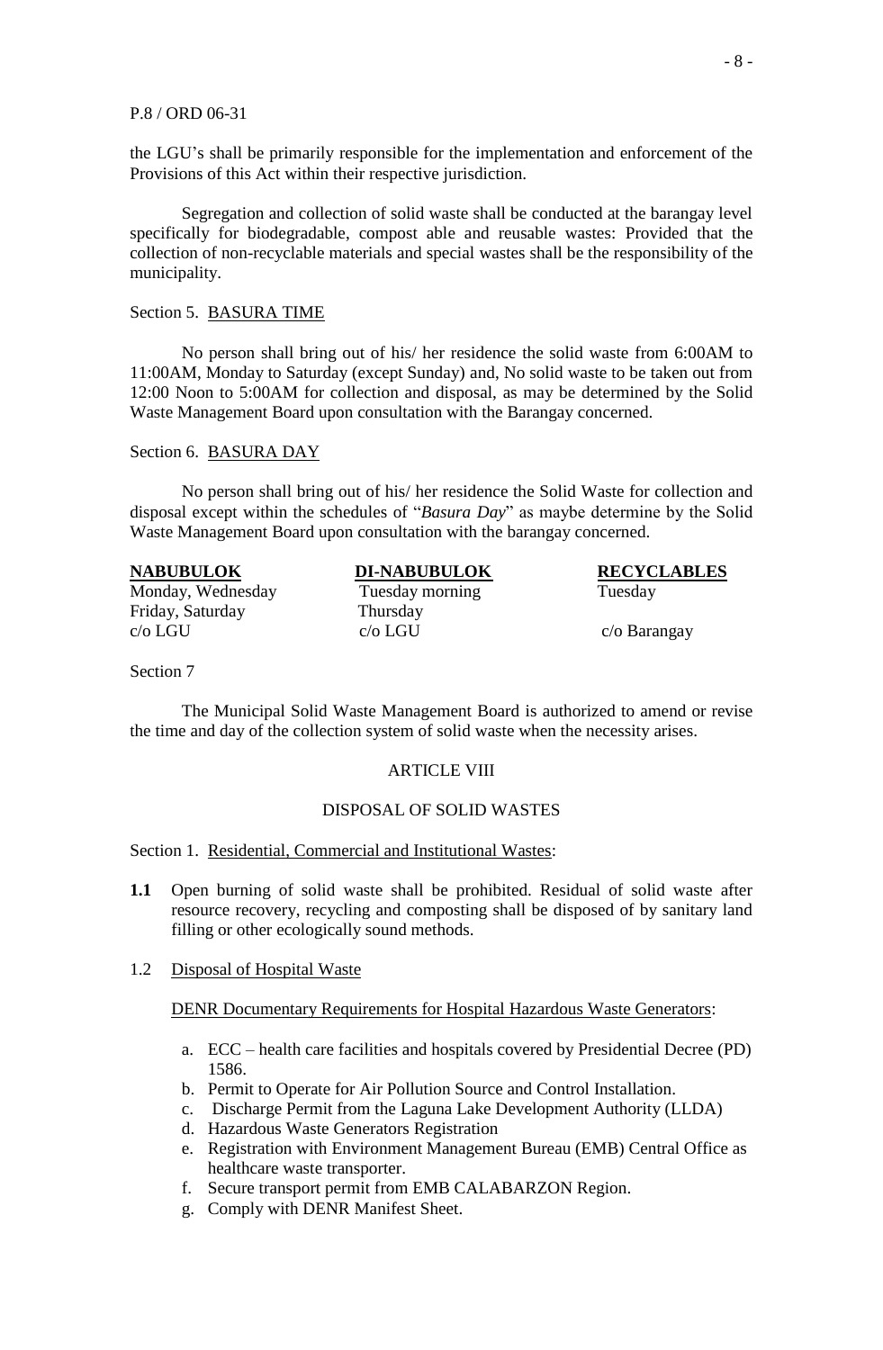the LGU's shall be primarily responsible for the implementation and enforcement of the Provisions of this Act within their respective jurisdiction.

Segregation and collection of solid waste shall be conducted at the barangay level specifically for biodegradable, compost able and reusable wastes: Provided that the collection of non-recyclable materials and special wastes shall be the responsibility of the municipality.

Section 5. BASURA TIME

No person shall bring out of his/ her residence the solid waste from 6:00AM to 11:00AM, Monday to Saturday (except Sunday) and, No solid waste to be taken out from 12:00 Noon to 5:00AM for collection and disposal, as may be determined by the Solid Waste Management Board upon consultation with the Barangay concerned.

Section 6. BASURA DAY

No person shall bring out of his/ her residence the Solid Waste for collection and disposal except within the schedules of "*Basura Day*" as maybe determine by the Solid Waste Management Board upon consultation with the barangay concerned.

| **NABUBULOK** | **DI-NABUBULOK** | **RECYCLABLES** |
|---|---|---|
| Monday, Wednesday | Tuesday morning | Tuesday |
| Friday, Saturday | Thursday | |
| c/o LGU | c/o LGU | c/o Barangay |

Section 7

The Municipal Solid Waste Management Board is authorized to amend or revise the time and day of the collection system of solid waste when the necessity arises.

## ARTICLE VIII

## DISPOSAL OF SOLID WASTES

Section 1. Residential, Commercial and Institutional Wastes:

**1.1** Open burning of solid waste shall be prohibited. Residual of solid waste after resource recovery, recycling and composting shall be disposed of by sanitary land filling or other ecologically sound methods.

1.2 Disposal of Hospital Waste

DENR Documentary Requirements for Hospital Hazardous Waste Generators:

a. ECC – health care facilities and hospitals covered by Presidential Decree (PD) 1586.
b. Permit to Operate for Air Pollution Source and Control Installation.
c. Discharge Permit from the Laguna Lake Development Authority (LLDA)
d. Hazardous Waste Generators Registration
e. Registration with Environment Management Bureau (EMB) Central Office as healthcare waste transporter.
f. Secure transport permit from EMB CALABARZON Region.
g. Comply with DENR Manifest Sheet.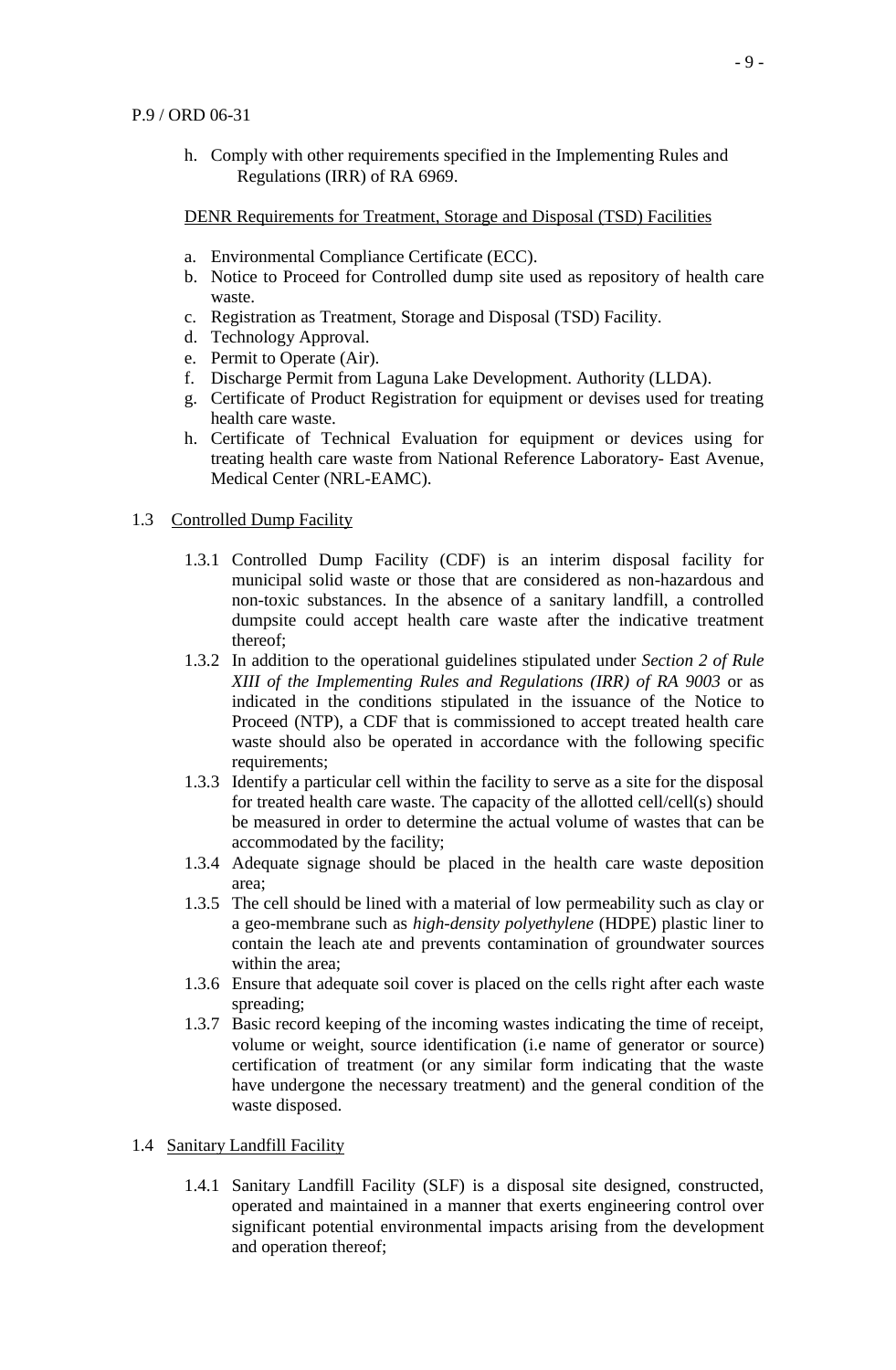h. Comply with other requirements specified in the Implementing Rules and Regulations (IRR) of RA 6969.

<u>DENR Requirements for Treatment, Storage and Disposal (TSD) Facilities</u>

a. Environmental Compliance Certificate (ECC).
b. Notice to Proceed for Controlled dump site used as repository of health care waste.
c. Registration as Treatment, Storage and Disposal (TSD) Facility.
d. Technology Approval.
e. Permit to Operate (Air).
f. Discharge Permit from Laguna Lake Development. Authority (LLDA).
g. Certificate of Product Registration for equipment or devises used for treating health care waste.
h. Certificate of Technical Evaluation for equipment or devices using for treating health care waste from National Reference Laboratory- East Avenue, Medical Center (NRL-EAMC).

1.3 <u>Controlled Dump Facility</u>

1.3.1 Controlled Dump Facility (CDF) is an interim disposal facility for municipal solid waste or those that are considered as non-hazardous and non-toxic substances. In the absence of a sanitary landfill, a controlled dumpsite could accept health care waste after the indicative treatment thereof;

1.3.2 In addition to the operational guidelines stipulated under *Section 2 of Rule XIII of the Implementing Rules and Regulations (IRR) of RA 9003* or as indicated in the conditions stipulated in the issuance of the Notice to Proceed (NTP), a CDF that is commissioned to accept treated health care waste should also be operated in accordance with the following specific requirements;

1.3.3 Identify a particular cell within the facility to serve as a site for the disposal for treated health care waste. The capacity of the allotted cell/cell(s) should be measured in order to determine the actual volume of wastes that can be accommodated by the facility;

1.3.4 Adequate signage should be placed in the health care waste deposition area;

1.3.5 The cell should be lined with a material of low permeability such as clay or a geo-membrane such as *high-density polyethylene* (HDPE) plastic liner to contain the leach ate and prevents contamination of groundwater sources within the area;

1.3.6 Ensure that adequate soil cover is placed on the cells right after each waste spreading;

1.3.7 Basic record keeping of the incoming wastes indicating the time of receipt, volume or weight, source identification (i.e name of generator or source) certification of treatment (or any similar form indicating that the waste have undergone the necessary treatment) and the general condition of the waste disposed.

1.4 <u>Sanitary Landfill Facility</u>

1.4.1 Sanitary Landfill Facility (SLF) is a disposal site designed, constructed, operated and maintained in a manner that exerts engineering control over significant potential environmental impacts arising from the development and operation thereof;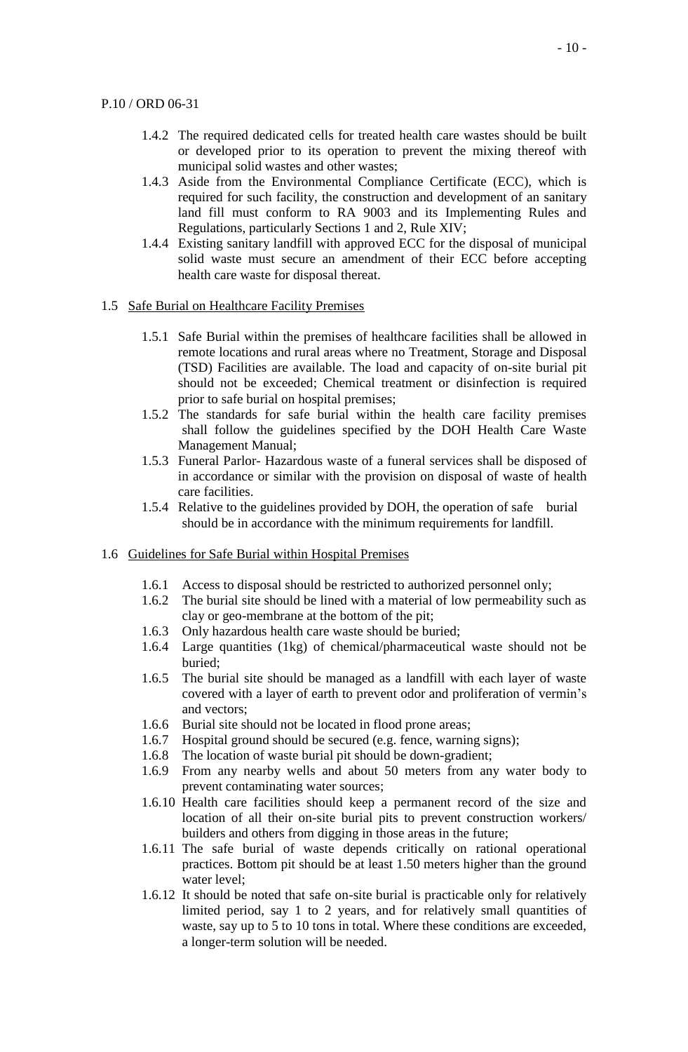P.10 / ORD 06-31

- 1.4.2 The required dedicated cells for treated health care wastes should be built or developed prior to its operation to prevent the mixing thereof with municipal solid wastes and other wastes;
- 1.4.3 Aside from the Environmental Compliance Certificate (ECC), which is required for such facility, the construction and development of an sanitary land fill must conform to RA 9003 and its Implementing Rules and Regulations, particularly Sections 1 and 2, Rule XIV;
- 1.4.4 Existing sanitary landfill with approved ECC for the disposal of municipal solid waste must secure an amendment of their ECC before accepting health care waste for disposal thereat.

1.5 <u>Safe Burial on Healthcare Facility Premises</u>

- 1.5.1 Safe Burial within the premises of healthcare facilities shall be allowed in remote locations and rural areas where no Treatment, Storage and Disposal (TSD) Facilities are available. The load and capacity of on-site burial pit should not be exceeded; Chemical treatment or disinfection is required prior to safe burial on hospital premises;
- 1.5.2 The standards for safe burial within the health care facility premises shall follow the guidelines specified by the DOH Health Care Waste Management Manual;
- 1.5.3 Funeral Parlor- Hazardous waste of a funeral services shall be disposed of in accordance or similar with the provision on disposal of waste of health care facilities.
- 1.5.4 Relative to the guidelines provided by DOH, the operation of safe burial should be in accordance with the minimum requirements for landfill.

1.6 <u>Guidelines for Safe Burial within Hospital Premises</u>

- 1.6.1 Access to disposal should be restricted to authorized personnel only;
- 1.6.2 The burial site should be lined with a material of low permeability such as clay or geo-membrane at the bottom of the pit;
- 1.6.3 Only hazardous health care waste should be buried;
- 1.6.4 Large quantities (1kg) of chemical/pharmaceutical waste should not be buried;
- 1.6.5 The burial site should be managed as a landfill with each layer of waste covered with a layer of earth to prevent odor and proliferation of vermin's and vectors;
- 1.6.6 Burial site should not be located in flood prone areas;
- 1.6.7 Hospital ground should be secured (e.g. fence, warning signs);
- 1.6.8 The location of waste burial pit should be down-gradient;
- 1.6.9 From any nearby wells and about 50 meters from any water body to prevent contaminating water sources;
- 1.6.10 Health care facilities should keep a permanent record of the size and location of all their on-site burial pits to prevent construction workers/ builders and others from digging in those areas in the future;
- 1.6.11 The safe burial of waste depends critically on rational operational practices. Bottom pit should be at least 1.50 meters higher than the ground water level;
- 1.6.12 It should be noted that safe on-site burial is practicable only for relatively limited period, say 1 to 2 years, and for relatively small quantities of waste, say up to 5 to 10 tons in total. Where these conditions are exceeded, a longer-term solution will be needed.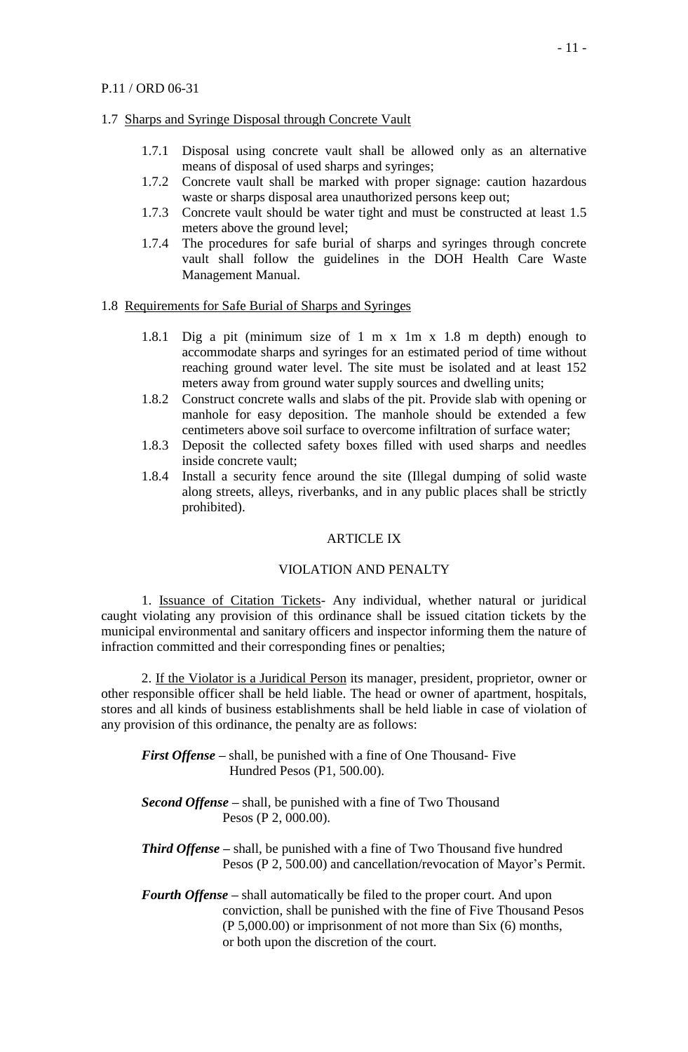P.11 / ORD 06-31

1.7 Sharps and Syringe Disposal through Concrete Vault

- 1.7.1 Disposal using concrete vault shall be allowed only as an alternative means of disposal of used sharps and syringes;
- 1.7.2 Concrete vault shall be marked with proper signage: caution hazardous waste or sharps disposal area unauthorized persons keep out;
- 1.7.3 Concrete vault should be water tight and must be constructed at least 1.5 meters above the ground level;
- 1.7.4 The procedures for safe burial of sharps and syringes through concrete vault shall follow the guidelines in the DOH Health Care Waste Management Manual.

1.8 Requirements for Safe Burial of Sharps and Syringes

- 1.8.1 Dig a pit (minimum size of 1 m x 1m x 1.8 m depth) enough to accommodate sharps and syringes for an estimated period of time without reaching ground water level. The site must be isolated and at least 152 meters away from ground water supply sources and dwelling units;
- 1.8.2 Construct concrete walls and slabs of the pit. Provide slab with opening or manhole for easy deposition. The manhole should be extended a few centimeters above soil surface to overcome infiltration of surface water;
- 1.8.3 Deposit the collected safety boxes filled with used sharps and needles inside concrete vault;
- 1.8.4 Install a security fence around the site (Illegal dumping of solid waste along streets, alleys, riverbanks, and in any public places shall be strictly prohibited).

## ARTICLE IX

## VIOLATION AND PENALTY

1. Issuance of Citation Tickets- Any individual, whether natural or juridical caught violating any provision of this ordinance shall be issued citation tickets by the municipal environmental and sanitary officers and inspector informing them the nature of infraction committed and their corresponding fines or penalties;

2. If the Violator is a Juridical Person its manager, president, proprietor, owner or other responsible officer shall be held liable. The head or owner of apartment, hospitals, stores and all kinds of business establishments shall be held liable in case of violation of any provision of this ordinance, the penalty are as follows:

***First Offense*** – shall, be punished with a fine of One Thousand- Five Hundred Pesos (P1, 500.00).

***Second Offense*** – shall, be punished with a fine of Two Thousand Pesos (P 2, 000.00).

***Third Offense*** – shall, be punished with a fine of Two Thousand five hundred Pesos (P 2, 500.00) and cancellation/revocation of Mayor's Permit.

***Fourth Offense*** – shall automatically be filed to the proper court. And upon conviction, shall be punished with the fine of Five Thousand Pesos (P 5,000.00) or imprisonment of not more than Six (6) months, or both upon the discretion of the court.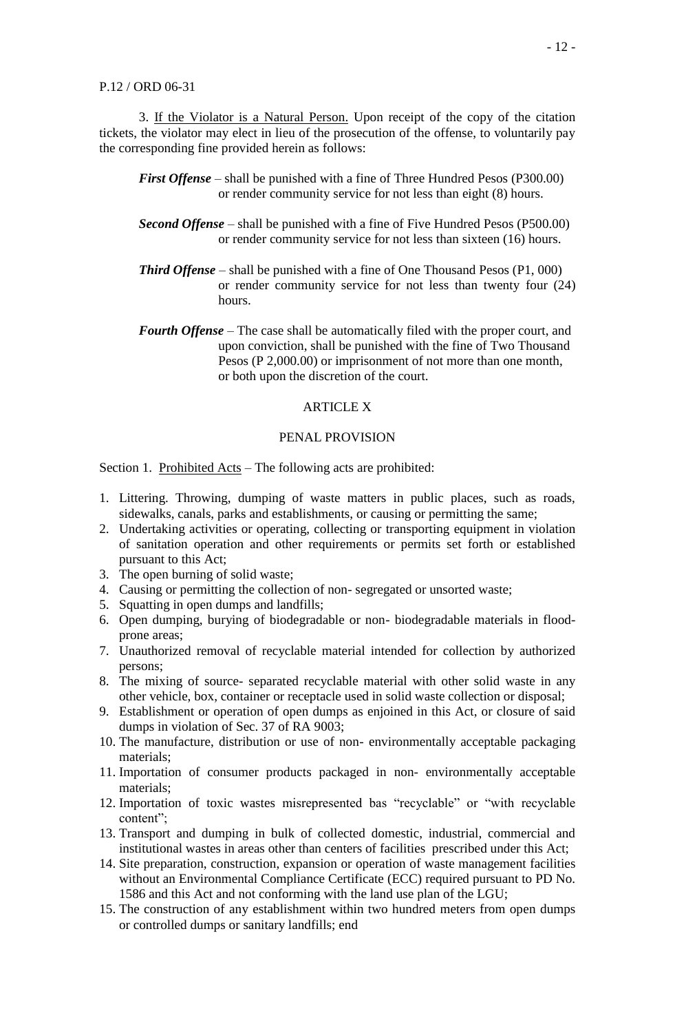P.12 / ORD 06-31

3. If the Violator is a Natural Person. Upon receipt of the copy of the citation tickets, the violator may elect in lieu of the prosecution of the offense, to voluntarily pay the corresponding fine provided herein as follows:

***First Offense*** – shall be punished with a fine of Three Hundred Pesos (P300.00) or render community service for not less than eight (8) hours.

***Second Offense*** – shall be punished with a fine of Five Hundred Pesos (P500.00) or render community service for not less than sixteen (16) hours.

***Third Offense*** – shall be punished with a fine of One Thousand Pesos (P1, 000) or render community service for not less than twenty four (24) hours.

***Fourth Offense*** – The case shall be automatically filed with the proper court, and upon conviction, shall be punished with the fine of Two Thousand Pesos (P 2,000.00) or imprisonment of not more than one month, or both upon the discretion of the court.

## ARTICLE X

## PENAL PROVISION

Section 1. Prohibited Acts – The following acts are prohibited:

1. Littering. Throwing, dumping of waste matters in public places, such as roads, sidewalks, canals, parks and establishments, or causing or permitting the same;
2. Undertaking activities or operating, collecting or transporting equipment in violation of sanitation operation and other requirements or permits set forth or established pursuant to this Act;
3. The open burning of solid waste;
4. Causing or permitting the collection of non- segregated or unsorted waste;
5. Squatting in open dumps and landfills;
6. Open dumping, burying of biodegradable or non- biodegradable materials in flood-prone areas;
7. Unauthorized removal of recyclable material intended for collection by authorized persons;
8. The mixing of source- separated recyclable material with other solid waste in any other vehicle, box, container or receptacle used in solid waste collection or disposal;
9. Establishment or operation of open dumps as enjoined in this Act, or closure of said dumps in violation of Sec. 37 of RA 9003;
10. The manufacture, distribution or use of non- environmentally acceptable packaging materials;
11. Importation of consumer products packaged in non- environmentally acceptable materials;
12. Importation of toxic wastes misrepresented bas "recyclable" or "with recyclable content";
13. Transport and dumping in bulk of collected domestic, industrial, commercial and institutional wastes in areas other than centers of facilities prescribed under this Act;
14. Site preparation, construction, expansion or operation of waste management facilities without an Environmental Compliance Certificate (ECC) required pursuant to PD No. 1586 and this Act and not conforming with the land use plan of the LGU;
15. The construction of any establishment within two hundred meters from open dumps or controlled dumps or sanitary landfills; end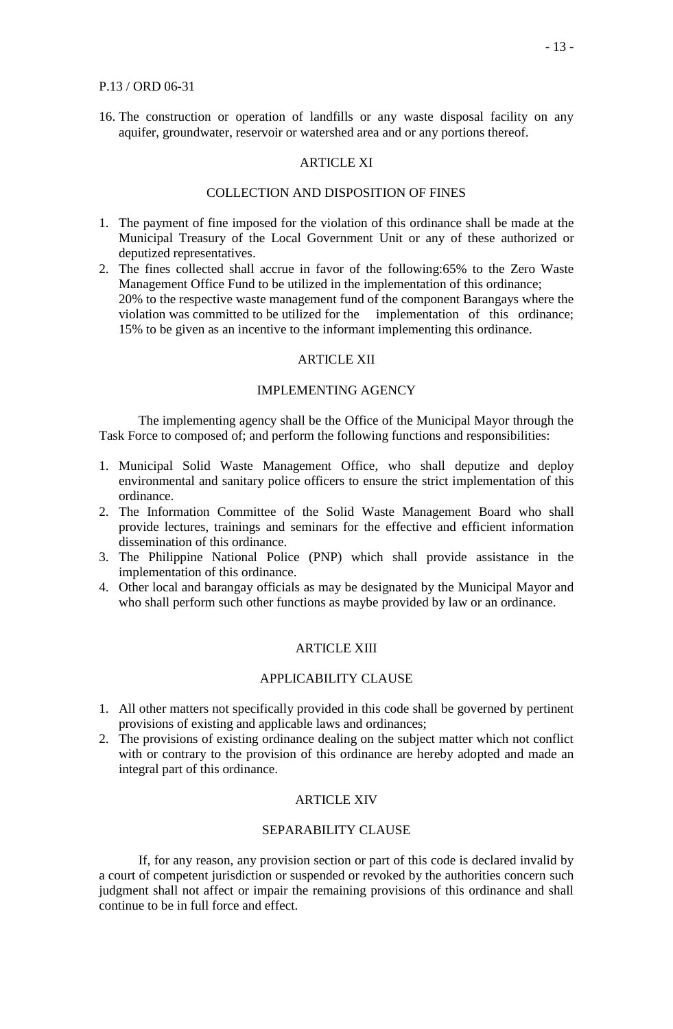P.13 / ORD 06-31

16. The construction or operation of landfills or any waste disposal facility on any aquifer, groundwater, reservoir or watershed area and or any portions thereof.

## ARTICLE XI

## COLLECTION AND DISPOSITION OF FINES

1. The payment of fine imposed for the violation of this ordinance shall be made at the Municipal Treasury of the Local Government Unit or any of these authorized or deputized representatives.
2. The fines collected shall accrue in favor of the following:65% to the Zero Waste Management Office Fund to be utilized in the implementation of this ordinance; 20% to the respective waste management fund of the component Barangays where the violation was committed to be utilized for the implementation of this ordinance; 15% to be given as an incentive to the informant implementing this ordinance.

## ARTICLE XII

## IMPLEMENTING AGENCY

The implementing agency shall be the Office of the Municipal Mayor through the Task Force to composed of; and perform the following functions and responsibilities:

1. Municipal Solid Waste Management Office, who shall deputize and deploy environmental and sanitary police officers to ensure the strict implementation of this ordinance.
2. The Information Committee of the Solid Waste Management Board who shall provide lectures, trainings and seminars for the effective and efficient information dissemination of this ordinance.
3. The Philippine National Police (PNP) which shall provide assistance in the implementation of this ordinance.
4. Other local and barangay officials as may be designated by the Municipal Mayor and who shall perform such other functions as maybe provided by law or an ordinance.

## ARTICLE XIII

## APPLICABILITY CLAUSE

1. All other matters not specifically provided in this code shall be governed by pertinent provisions of existing and applicable laws and ordinances;
2. The provisions of existing ordinance dealing on the subject matter which not conflict with or contrary to the provision of this ordinance are hereby adopted and made an integral part of this ordinance.

## ARTICLE XIV

## SEPARABILITY CLAUSE

If, for any reason, any provision section or part of this code is declared invalid by a court of competent jurisdiction or suspended or revoked by the authorities concern such judgment shall not affect or impair the remaining provisions of this ordinance and shall continue to be in full force and effect.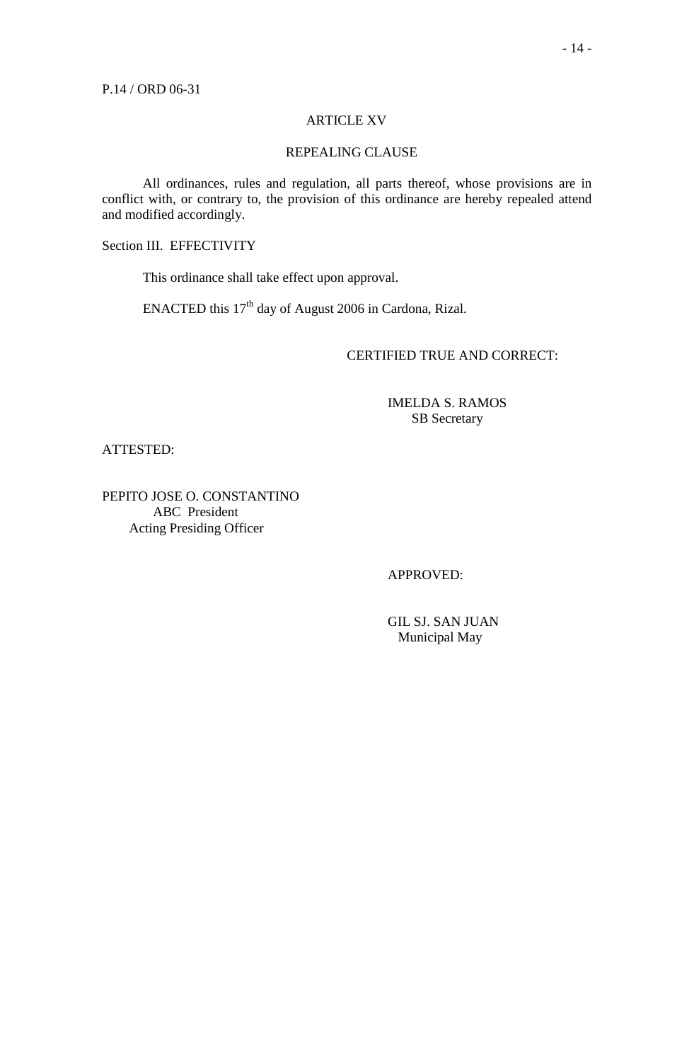P.14 / ORD 06-31

## ARTICLE XV

## REPEALING CLAUSE

All ordinances, rules and regulation, all parts thereof, whose provisions are in conflict with, or contrary to, the provision of this ordinance are hereby repealed attend and modified accordingly.

Section III. EFFECTIVITY

This ordinance shall take effect upon approval.

ENACTED this 17th day of August 2006 in Cardona, Rizal.

CERTIFIED TRUE AND CORRECT:

IMELDA S. RAMOS
SB Secretary

ATTESTED:

PEPITO JOSE O. CONSTANTINO
ABC President
Acting Presiding Officer

APPROVED:

GIL SJ. SAN JUAN
Municipal May